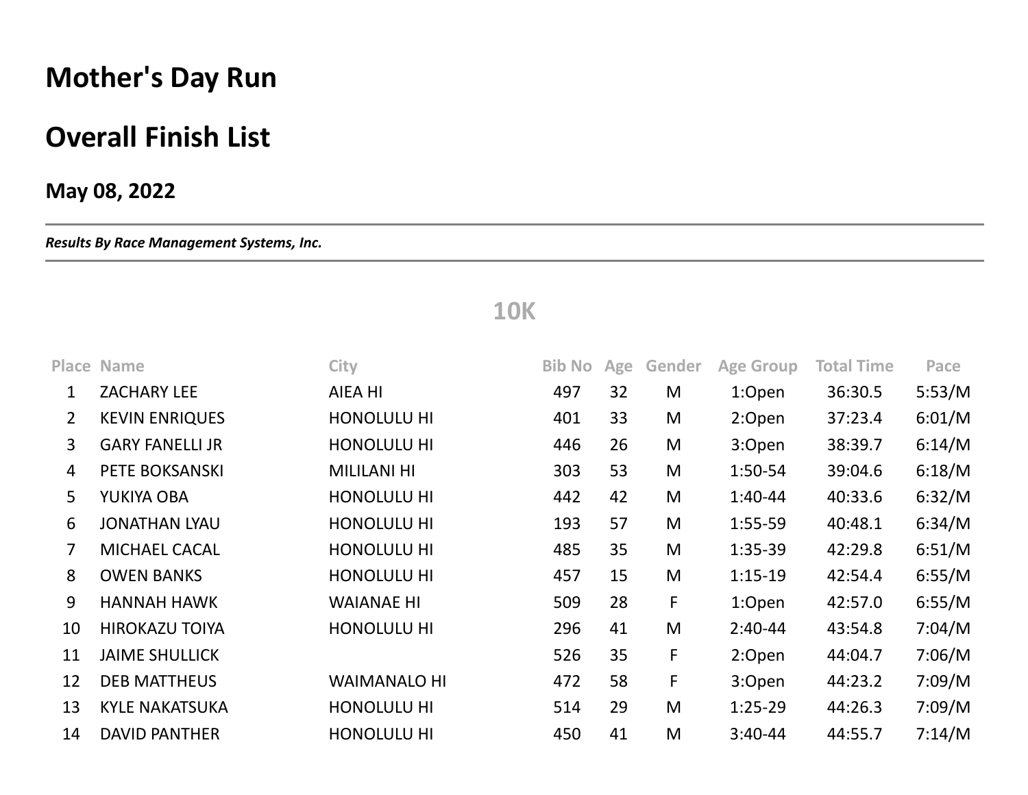# Mother's Day Run

# Overall Finish List

### May 08, 2022

***Results By Race Management Systems, Inc.***

## 10K

| Place | Name | City | Bib No | Age | Gender | Age Group | Total Time | Pace |
|---|---|---|---|---|---|---|---|---|
| 1 | ZACHARY LEE | AIEA HI | 497 | 32 | M | 1:Open | 36:30.5 | 5:53/M |
| 2 | KEVIN ENRIQUES | HONOLULU HI | 401 | 33 | M | 2:Open | 37:23.4 | 6:01/M |
| 3 | GARY FANELLI JR | HONOLULU HI | 446 | 26 | M | 3:Open | 38:39.7 | 6:14/M |
| 4 | PETE BOKSANSKI | MILILANI HI | 303 | 53 | M | 1:50-54 | 39:04.6 | 6:18/M |
| 5 | YUKIYA OBA | HONOLULU HI | 442 | 42 | M | 1:40-44 | 40:33.6 | 6:32/M |
| 6 | JONATHAN LYAU | HONOLULU HI | 193 | 57 | M | 1:55-59 | 40:48.1 | 6:34/M |
| 7 | MICHAEL CACAL | HONOLULU HI | 485 | 35 | M | 1:35-39 | 42:29.8 | 6:51/M |
| 8 | OWEN BANKS | HONOLULU HI | 457 | 15 | M | 1:15-19 | 42:54.4 | 6:55/M |
| 9 | HANNAH HAWK | WAIANAE HI | 509 | 28 | F | 1:Open | 42:57.0 | 6:55/M |
| 10 | HIROKAZU TOIYA | HONOLULU HI | 296 | 41 | M | 2:40-44 | 43:54.8 | 7:04/M |
| 11 | JAIME SHULLICK | | 526 | 35 | F | 2:Open | 44:04.7 | 7:06/M |
| 12 | DEB MATTHEUS | WAIMANALO HI | 472 | 58 | F | 3:Open | 44:23.2 | 7:09/M |
| 13 | KYLE NAKATSUKA | HONOLULU HI | 514 | 29 | M | 1:25-29 | 44:26.3 | 7:09/M |
| 14 | DAVID PANTHER | HONOLULU HI | 450 | 41 | M | 3:40-44 | 44:55.7 | 7:14/M |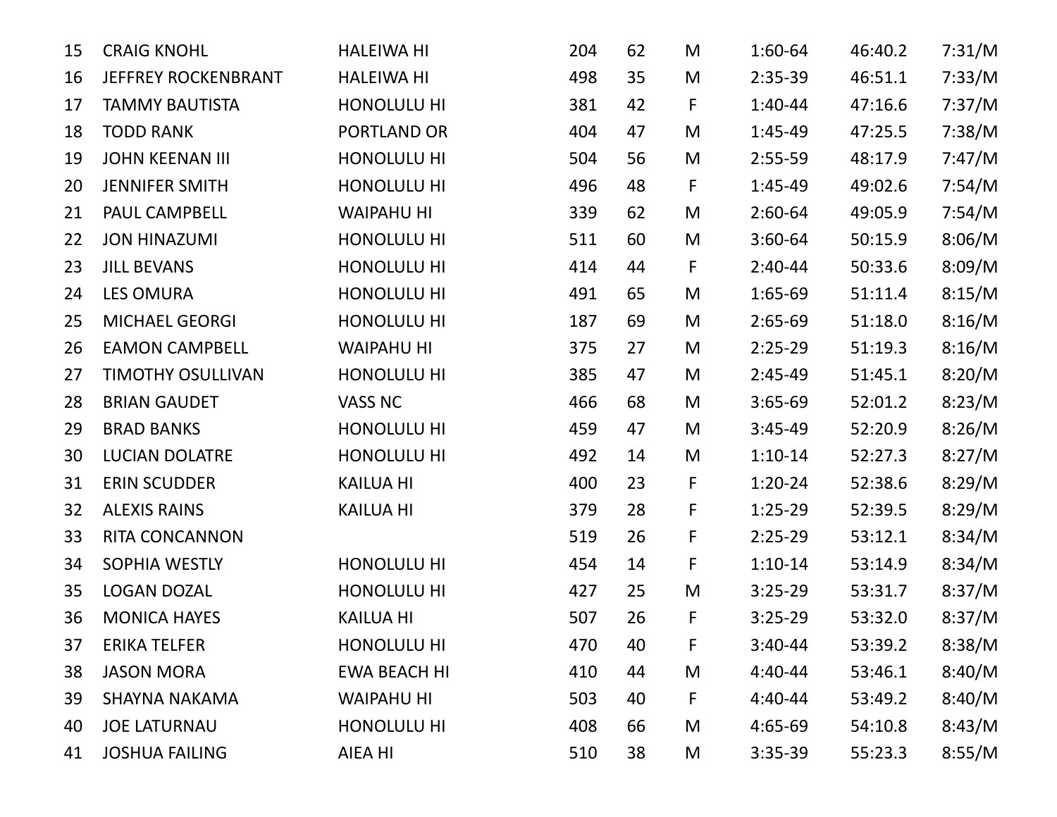| | | | | | | | | |
|---|---|---|---|---|---|---|---|---|
| 15 | CRAIG KNOHL | HALEIWA HI | 204 | 62 | M | 1:60-64 | 46:40.2 | 7:31/M |
| 16 | JEFFREY ROCKENBRANT | HALEIWA HI | 498 | 35 | M | 2:35-39 | 46:51.1 | 7:33/M |
| 17 | TAMMY BAUTISTA | HONOLULU HI | 381 | 42 | F | 1:40-44 | 47:16.6 | 7:37/M |
| 18 | TODD RANK | PORTLAND OR | 404 | 47 | M | 1:45-49 | 47:25.5 | 7:38/M |
| 19 | JOHN KEENAN III | HONOLULU HI | 504 | 56 | M | 2:55-59 | 48:17.9 | 7:47/M |
| 20 | JENNIFER SMITH | HONOLULU HI | 496 | 48 | F | 1:45-49 | 49:02.6 | 7:54/M |
| 21 | PAUL CAMPBELL | WAIPAHU HI | 339 | 62 | M | 2:60-64 | 49:05.9 | 7:54/M |
| 22 | JON HINAZUMI | HONOLULU HI | 511 | 60 | M | 3:60-64 | 50:15.9 | 8:06/M |
| 23 | JILL BEVANS | HONOLULU HI | 414 | 44 | F | 2:40-44 | 50:33.6 | 8:09/M |
| 24 | LES OMURA | HONOLULU HI | 491 | 65 | M | 1:65-69 | 51:11.4 | 8:15/M |
| 25 | MICHAEL GEORGI | HONOLULU HI | 187 | 69 | M | 2:65-69 | 51:18.0 | 8:16/M |
| 26 | EAMON CAMPBELL | WAIPAHU HI | 375 | 27 | M | 2:25-29 | 51:19.3 | 8:16/M |
| 27 | TIMOTHY OSULLIVAN | HONOLULU HI | 385 | 47 | M | 2:45-49 | 51:45.1 | 8:20/M |
| 28 | BRIAN GAUDET | VASS NC | 466 | 68 | M | 3:65-69 | 52:01.2 | 8:23/M |
| 29 | BRAD BANKS | HONOLULU HI | 459 | 47 | M | 3:45-49 | 52:20.9 | 8:26/M |
| 30 | LUCIAN DOLATRE | HONOLULU HI | 492 | 14 | M | 1:10-14 | 52:27.3 | 8:27/M |
| 31 | ERIN SCUDDER | KAILUA HI | 400 | 23 | F | 1:20-24 | 52:38.6 | 8:29/M |
| 32 | ALEXIS RAINS | KAILUA HI | 379 | 28 | F | 1:25-29 | 52:39.5 | 8:29/M |
| 33 | RITA CONCANNON | | 519 | 26 | F | 2:25-29 | 53:12.1 | 8:34/M |
| 34 | SOPHIA WESTLY | HONOLULU HI | 454 | 14 | F | 1:10-14 | 53:14.9 | 8:34/M |
| 35 | LOGAN DOZAL | HONOLULU HI | 427 | 25 | M | 3:25-29 | 53:31.7 | 8:37/M |
| 36 | MONICA HAYES | KAILUA HI | 507 | 26 | F | 3:25-29 | 53:32.0 | 8:37/M |
| 37 | ERIKA TELFER | HONOLULU HI | 470 | 40 | F | 3:40-44 | 53:39.2 | 8:38/M |
| 38 | JASON MORA | EWA BEACH HI | 410 | 44 | M | 4:40-44 | 53:46.1 | 8:40/M |
| 39 | SHAYNA NAKAMA | WAIPAHU HI | 503 | 40 | F | 4:40-44 | 53:49.2 | 8:40/M |
| 40 | JOE LATURNAU | HONOLULU HI | 408 | 66 | M | 4:65-69 | 54:10.8 | 8:43/M |
| 41 | JOSHUA FAILING | AIEA HI | 510 | 38 | M | 3:35-39 | 55:23.3 | 8:55/M |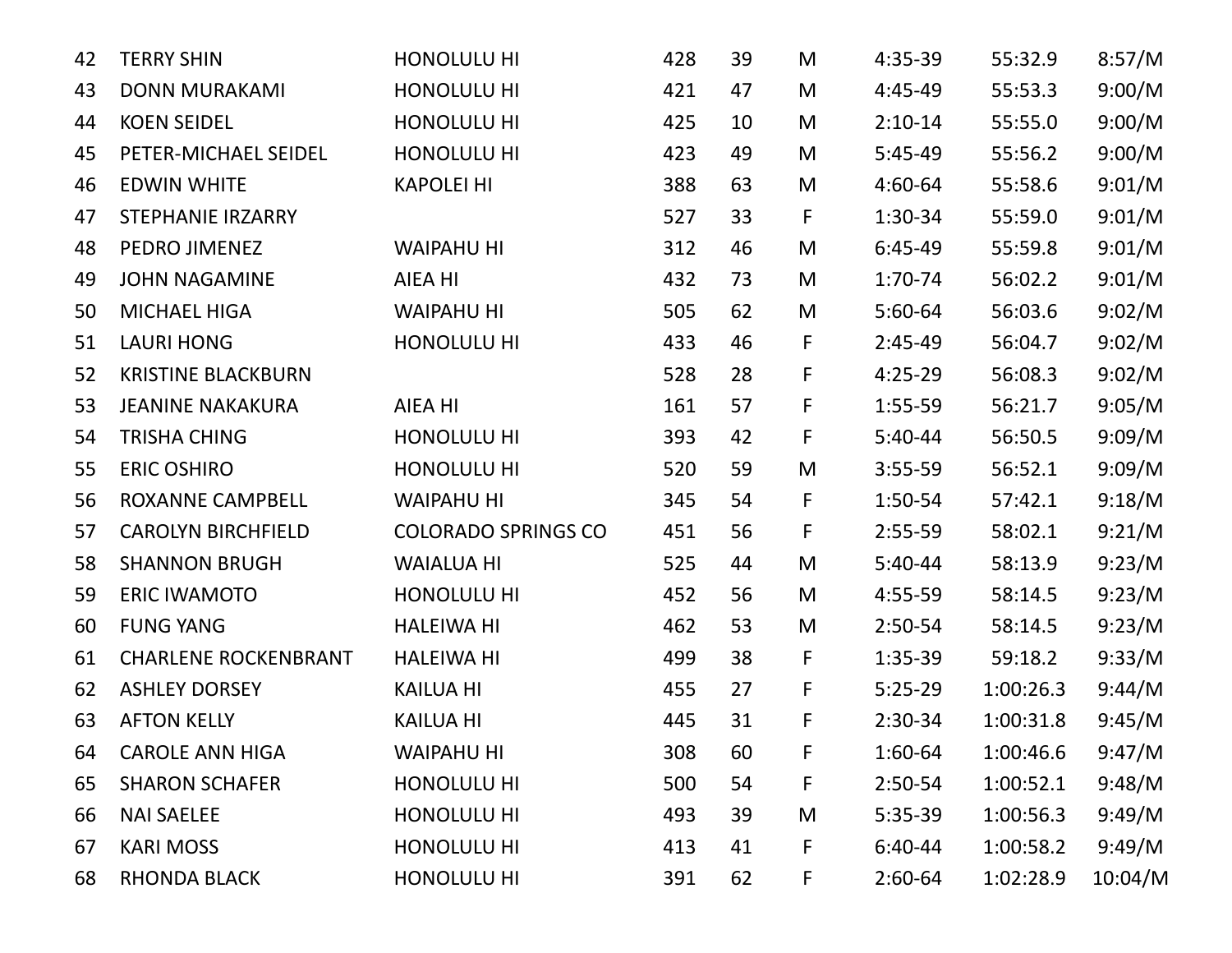| | | | | | | | | |
|---|---|---|---|---|---|---|---|---|
| 42 | TERRY SHIN | HONOLULU HI | 428 | 39 | M | 4:35-39 | 55:32.9 | 8:57/M |
| 43 | DONN MURAKAMI | HONOLULU HI | 421 | 47 | M | 4:45-49 | 55:53.3 | 9:00/M |
| 44 | KOEN SEIDEL | HONOLULU HI | 425 | 10 | M | 2:10-14 | 55:55.0 | 9:00/M |
| 45 | PETER-MICHAEL SEIDEL | HONOLULU HI | 423 | 49 | M | 5:45-49 | 55:56.2 | 9:00/M |
| 46 | EDWIN WHITE | KAPOLEI HI | 388 | 63 | M | 4:60-64 | 55:58.6 | 9:01/M |
| 47 | STEPHANIE IRZARRY | | 527 | 33 | F | 1:30-34 | 55:59.0 | 9:01/M |
| 48 | PEDRO JIMENEZ | WAIPAHU HI | 312 | 46 | M | 6:45-49 | 55:59.8 | 9:01/M |
| 49 | JOHN NAGAMINE | AIEA HI | 432 | 73 | M | 1:70-74 | 56:02.2 | 9:01/M |
| 50 | MICHAEL HIGA | WAIPAHU HI | 505 | 62 | M | 5:60-64 | 56:03.6 | 9:02/M |
| 51 | LAURI HONG | HONOLULU HI | 433 | 46 | F | 2:45-49 | 56:04.7 | 9:02/M |
| 52 | KRISTINE BLACKBURN | | 528 | 28 | F | 4:25-29 | 56:08.3 | 9:02/M |
| 53 | JEANINE NAKAKURA | AIEA HI | 161 | 57 | F | 1:55-59 | 56:21.7 | 9:05/M |
| 54 | TRISHA CHING | HONOLULU HI | 393 | 42 | F | 5:40-44 | 56:50.5 | 9:09/M |
| 55 | ERIC OSHIRO | HONOLULU HI | 520 | 59 | M | 3:55-59 | 56:52.1 | 9:09/M |
| 56 | ROXANNE CAMPBELL | WAIPAHU HI | 345 | 54 | F | 1:50-54 | 57:42.1 | 9:18/M |
| 57 | CAROLYN BIRCHFIELD | COLORADO SPRINGS CO | 451 | 56 | F | 2:55-59 | 58:02.1 | 9:21/M |
| 58 | SHANNON BRUGH | WAIALUA HI | 525 | 44 | M | 5:40-44 | 58:13.9 | 9:23/M |
| 59 | ERIC IWAMOTO | HONOLULU HI | 452 | 56 | M | 4:55-59 | 58:14.5 | 9:23/M |
| 60 | FUNG YANG | HALEIWA HI | 462 | 53 | M | 2:50-54 | 58:14.5 | 9:23/M |
| 61 | CHARLENE ROCKENBRANT | HALEIWA HI | 499 | 38 | F | 1:35-39 | 59:18.2 | 9:33/M |
| 62 | ASHLEY DORSEY | KAILUA HI | 455 | 27 | F | 5:25-29 | 1:00:26.3 | 9:44/M |
| 63 | AFTON KELLY | KAILUA HI | 445 | 31 | F | 2:30-34 | 1:00:31.8 | 9:45/M |
| 64 | CAROLE ANN HIGA | WAIPAHU HI | 308 | 60 | F | 1:60-64 | 1:00:46.6 | 9:47/M |
| 65 | SHARON SCHAFER | HONOLULU HI | 500 | 54 | F | 2:50-54 | 1:00:52.1 | 9:48/M |
| 66 | NAI SAELEE | HONOLULU HI | 493 | 39 | M | 5:35-39 | 1:00:56.3 | 9:49/M |
| 67 | KARI MOSS | HONOLULU HI | 413 | 41 | F | 6:40-44 | 1:00:58.2 | 9:49/M |
| 68 | RHONDA BLACK | HONOLULU HI | 391 | 62 | F | 2:60-64 | 1:02:28.9 | 10:04/M |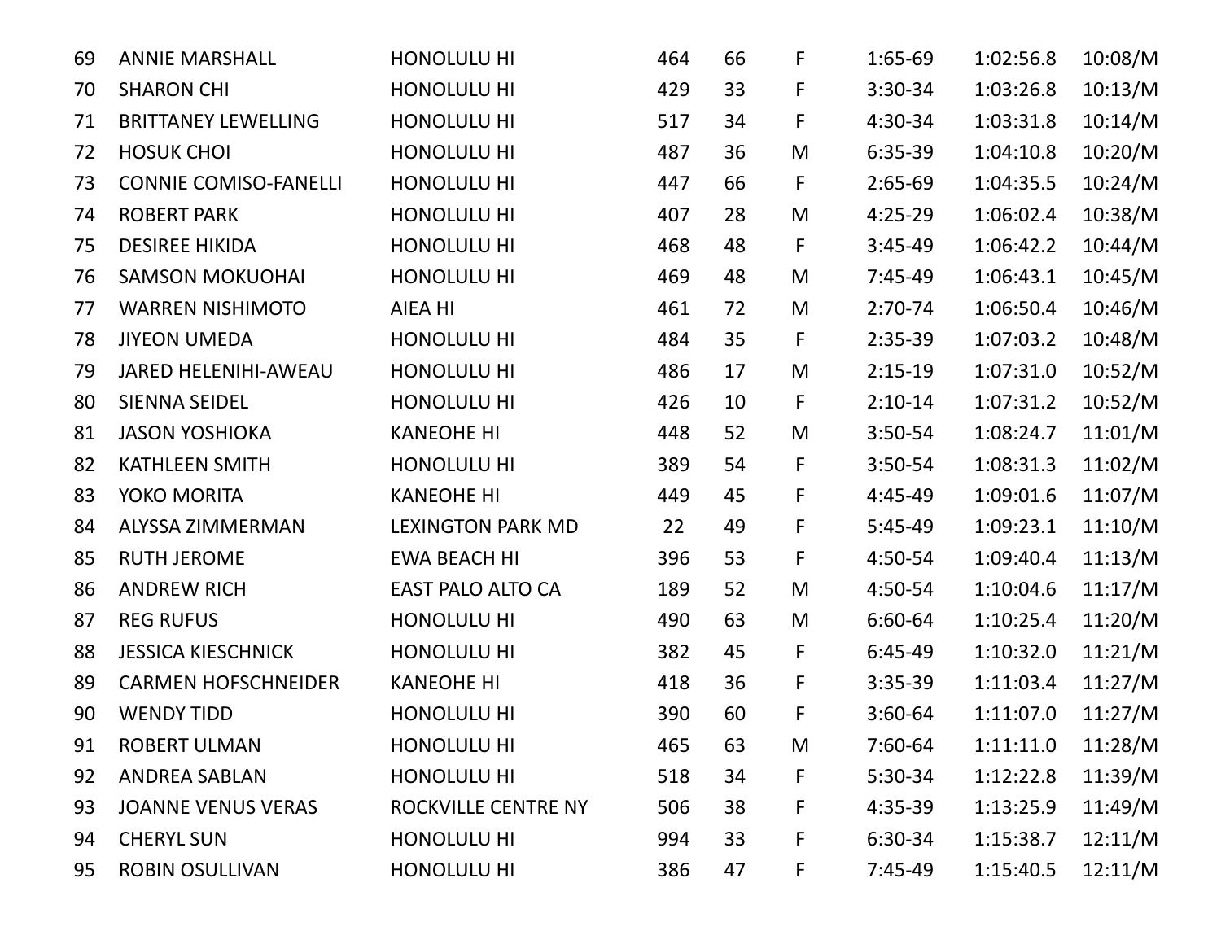| | | | | | | | | |
|---|---|---|---|---|---|---|---|---|
| 69 | ANNIE MARSHALL | HONOLULU HI | 464 | 66 | F | 1:65-69 | 1:02:56.8 | 10:08/M |
| 70 | SHARON CHI | HONOLULU HI | 429 | 33 | F | 3:30-34 | 1:03:26.8 | 10:13/M |
| 71 | BRITTANEY LEWELLING | HONOLULU HI | 517 | 34 | F | 4:30-34 | 1:03:31.8 | 10:14/M |
| 72 | HOSUK CHOI | HONOLULU HI | 487 | 36 | M | 6:35-39 | 1:04:10.8 | 10:20/M |
| 73 | CONNIE COMISO-FANELLI | HONOLULU HI | 447 | 66 | F | 2:65-69 | 1:04:35.5 | 10:24/M |
| 74 | ROBERT PARK | HONOLULU HI | 407 | 28 | M | 4:25-29 | 1:06:02.4 | 10:38/M |
| 75 | DESIREE HIKIDA | HONOLULU HI | 468 | 48 | F | 3:45-49 | 1:06:42.2 | 10:44/M |
| 76 | SAMSON MOKUOHAI | HONOLULU HI | 469 | 48 | M | 7:45-49 | 1:06:43.1 | 10:45/M |
| 77 | WARREN NISHIMOTO | AIEA HI | 461 | 72 | M | 2:70-74 | 1:06:50.4 | 10:46/M |
| 78 | JIYEON UMEDA | HONOLULU HI | 484 | 35 | F | 2:35-39 | 1:07:03.2 | 10:48/M |
| 79 | JARED HELENIHI-AWEAU | HONOLULU HI | 486 | 17 | M | 2:15-19 | 1:07:31.0 | 10:52/M |
| 80 | SIENNA SEIDEL | HONOLULU HI | 426 | 10 | F | 2:10-14 | 1:07:31.2 | 10:52/M |
| 81 | JASON YOSHIOKA | KANEOHE HI | 448 | 52 | M | 3:50-54 | 1:08:24.7 | 11:01/M |
| 82 | KATHLEEN SMITH | HONOLULU HI | 389 | 54 | F | 3:50-54 | 1:08:31.3 | 11:02/M |
| 83 | YOKO MORITA | KANEOHE HI | 449 | 45 | F | 4:45-49 | 1:09:01.6 | 11:07/M |
| 84 | ALYSSA ZIMMERMAN | LEXINGTON PARK MD | 22 | 49 | F | 5:45-49 | 1:09:23.1 | 11:10/M |
| 85 | RUTH JEROME | EWA BEACH HI | 396 | 53 | F | 4:50-54 | 1:09:40.4 | 11:13/M |
| 86 | ANDREW RICH | EAST PALO ALTO CA | 189 | 52 | M | 4:50-54 | 1:10:04.6 | 11:17/M |
| 87 | REG RUFUS | HONOLULU HI | 490 | 63 | M | 6:60-64 | 1:10:25.4 | 11:20/M |
| 88 | JESSICA KIESCHNICK | HONOLULU HI | 382 | 45 | F | 6:45-49 | 1:10:32.0 | 11:21/M |
| 89 | CARMEN HOFSCHNEIDER | KANEOHE HI | 418 | 36 | F | 3:35-39 | 1:11:03.4 | 11:27/M |
| 90 | WENDY TIDD | HONOLULU HI | 390 | 60 | F | 3:60-64 | 1:11:07.0 | 11:27/M |
| 91 | ROBERT ULMAN | HONOLULU HI | 465 | 63 | M | 7:60-64 | 1:11:11.0 | 11:28/M |
| 92 | ANDREA SABLAN | HONOLULU HI | 518 | 34 | F | 5:30-34 | 1:12:22.8 | 11:39/M |
| 93 | JOANNE VENUS VERAS | ROCKVILLE CENTRE NY | 506 | 38 | F | 4:35-39 | 1:13:25.9 | 11:49/M |
| 94 | CHERYL SUN | HONOLULU HI | 994 | 33 | F | 6:30-34 | 1:15:38.7 | 12:11/M |
| 95 | ROBIN OSULLIVAN | HONOLULU HI | 386 | 47 | F | 7:45-49 | 1:15:40.5 | 12:11/M |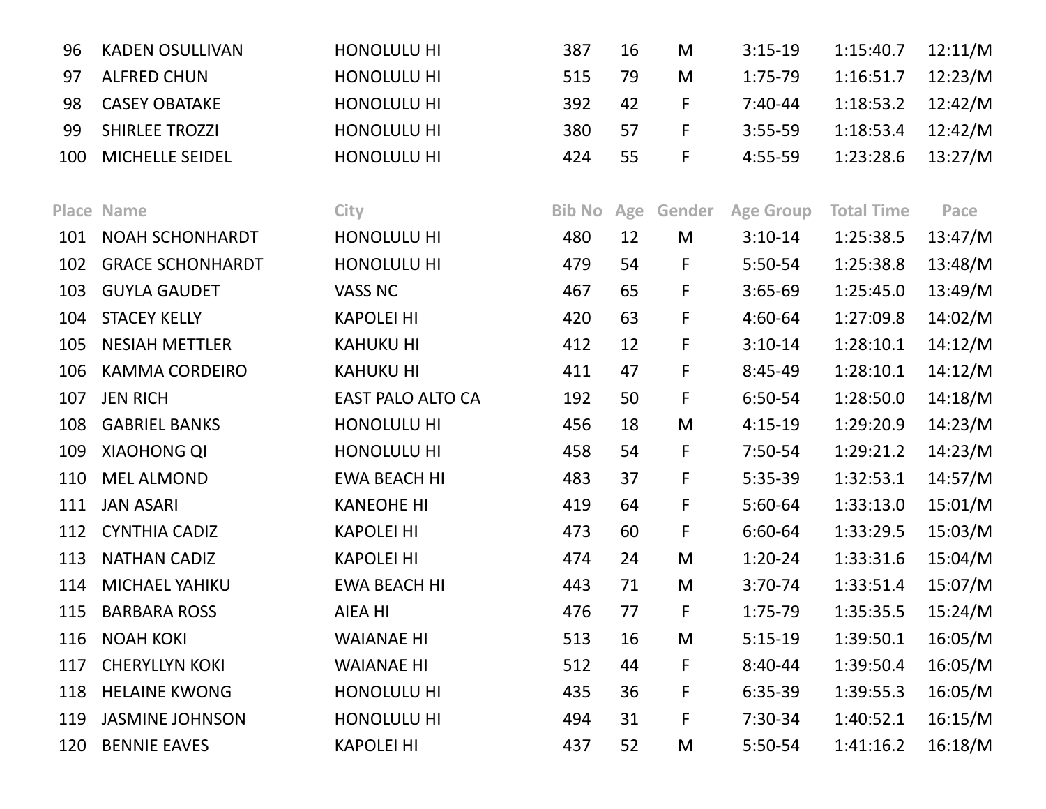| Place | Name | City | Bib No | Age | Gender | Age Group | Total Time | Pace |
|---|---|---|---|---|---|---|---|---|
| 96 | KADEN OSULLIVAN | HONOLULU HI | 387 | 16 | M | 3:15-19 | 1:15:40.7 | 12:11/M |
| 97 | ALFRED CHUN | HONOLULU HI | 515 | 79 | M | 1:75-79 | 1:16:51.7 | 12:23/M |
| 98 | CASEY OBATAKE | HONOLULU HI | 392 | 42 | F | 7:40-44 | 1:18:53.2 | 12:42/M |
| 99 | SHIRLEE TROZZI | HONOLULU HI | 380 | 57 | F | 3:55-59 | 1:18:53.4 | 12:42/M |
| 100 | MICHELLE SEIDEL | HONOLULU HI | 424 | 55 | F | 4:55-59 | 1:23:28.6 | 13:27/M |
| 101 | NOAH SCHONHARDT | HONOLULU HI | 480 | 12 | M | 3:10-14 | 1:25:38.5 | 13:47/M |
| 102 | GRACE SCHONHARDT | HONOLULU HI | 479 | 54 | F | 5:50-54 | 1:25:38.8 | 13:48/M |
| 103 | GUYLA GAUDET | VASS NC | 467 | 65 | F | 3:65-69 | 1:25:45.0 | 13:49/M |
| 104 | STACEY KELLY | KAPOLEI HI | 420 | 63 | F | 4:60-64 | 1:27:09.8 | 14:02/M |
| 105 | NESIAH METTLER | KAHUKU HI | 412 | 12 | F | 3:10-14 | 1:28:10.1 | 14:12/M |
| 106 | KAMMA CORDEIRO | KAHUKU HI | 411 | 47 | F | 8:45-49 | 1:28:10.1 | 14:12/M |
| 107 | JEN RICH | EAST PALO ALTO CA | 192 | 50 | F | 6:50-54 | 1:28:50.0 | 14:18/M |
| 108 | GABRIEL BANKS | HONOLULU HI | 456 | 18 | M | 4:15-19 | 1:29:20.9 | 14:23/M |
| 109 | XIAOHONG QI | HONOLULU HI | 458 | 54 | F | 7:50-54 | 1:29:21.2 | 14:23/M |
| 110 | MEL ALMOND | EWA BEACH HI | 483 | 37 | F | 5:35-39 | 1:32:53.1 | 14:57/M |
| 111 | JAN ASARI | KANEOHE HI | 419 | 64 | F | 5:60-64 | 1:33:13.0 | 15:01/M |
| 112 | CYNTHIA CADIZ | KAPOLEI HI | 473 | 60 | F | 6:60-64 | 1:33:29.5 | 15:03/M |
| 113 | NATHAN CADIZ | KAPOLEI HI | 474 | 24 | M | 1:20-24 | 1:33:31.6 | 15:04/M |
| 114 | MICHAEL YAHIKU | EWA BEACH HI | 443 | 71 | M | 3:70-74 | 1:33:51.4 | 15:07/M |
| 115 | BARBARA ROSS | AIEA HI | 476 | 77 | F | 1:75-79 | 1:35:35.5 | 15:24/M |
| 116 | NOAH KOKI | WAIANAE HI | 513 | 16 | M | 5:15-19 | 1:39:50.1 | 16:05/M |
| 117 | CHERYLLYN KOKI | WAIANAE HI | 512 | 44 | F | 8:40-44 | 1:39:50.4 | 16:05/M |
| 118 | HELAINE KWONG | HONOLULU HI | 435 | 36 | F | 6:35-39 | 1:39:55.3 | 16:05/M |
| 119 | JASMINE JOHNSON | HONOLULU HI | 494 | 31 | F | 7:30-34 | 1:40:52.1 | 16:15/M |
| 120 | BENNIE EAVES | KAPOLEI HI | 437 | 52 | M | 5:50-54 | 1:41:16.2 | 16:18/M |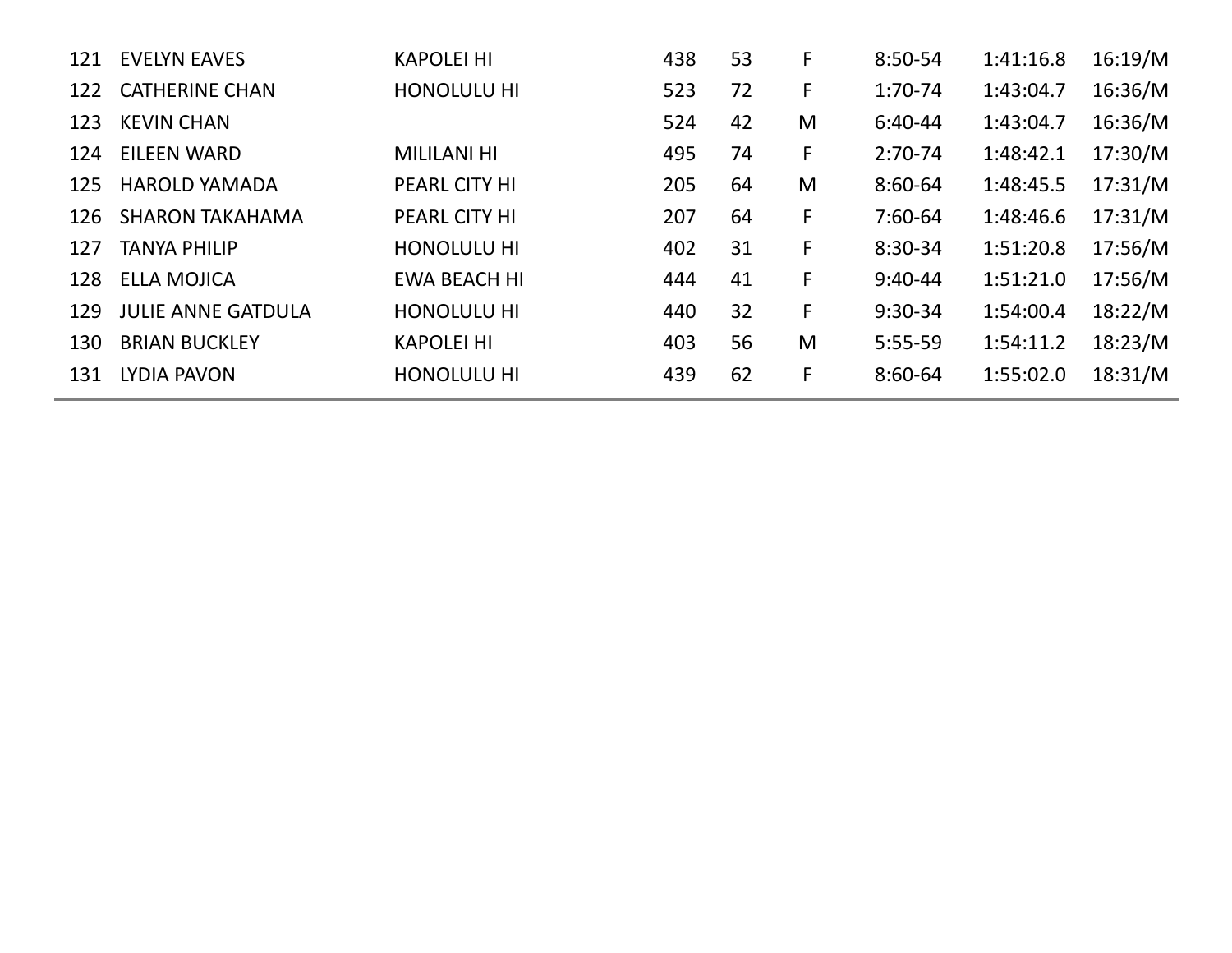| | | | | | | | | |
|---|---|---|---|---|---|---|---|---|
| 121 | EVELYN EAVES | KAPOLEI HI | 438 | 53 | F | 8:50-54 | 1:41:16.8 | 16:19/M |
| 122 | CATHERINE CHAN | HONOLULU HI | 523 | 72 | F | 1:70-74 | 1:43:04.7 | 16:36/M |
| 123 | KEVIN CHAN | | 524 | 42 | M | 6:40-44 | 1:43:04.7 | 16:36/M |
| 124 | EILEEN WARD | MILILANI HI | 495 | 74 | F | 2:70-74 | 1:48:42.1 | 17:30/M |
| 125 | HAROLD YAMADA | PEARL CITY HI | 205 | 64 | M | 8:60-64 | 1:48:45.5 | 17:31/M |
| 126 | SHARON TAKAHAMA | PEARL CITY HI | 207 | 64 | F | 7:60-64 | 1:48:46.6 | 17:31/M |
| 127 | TANYA PHILIP | HONOLULU HI | 402 | 31 | F | 8:30-34 | 1:51:20.8 | 17:56/M |
| 128 | ELLA MOJICA | EWA BEACH HI | 444 | 41 | F | 9:40-44 | 1:51:21.0 | 17:56/M |
| 129 | JULIE ANNE GATDULA | HONOLULU HI | 440 | 32 | F | 9:30-34 | 1:54:00.4 | 18:22/M |
| 130 | BRIAN BUCKLEY | KAPOLEI HI | 403 | 56 | M | 5:55-59 | 1:54:11.2 | 18:23/M |
| 131 | LYDIA PAVON | HONOLULU HI | 439 | 62 | F | 8:60-64 | 1:55:02.0 | 18:31/M |